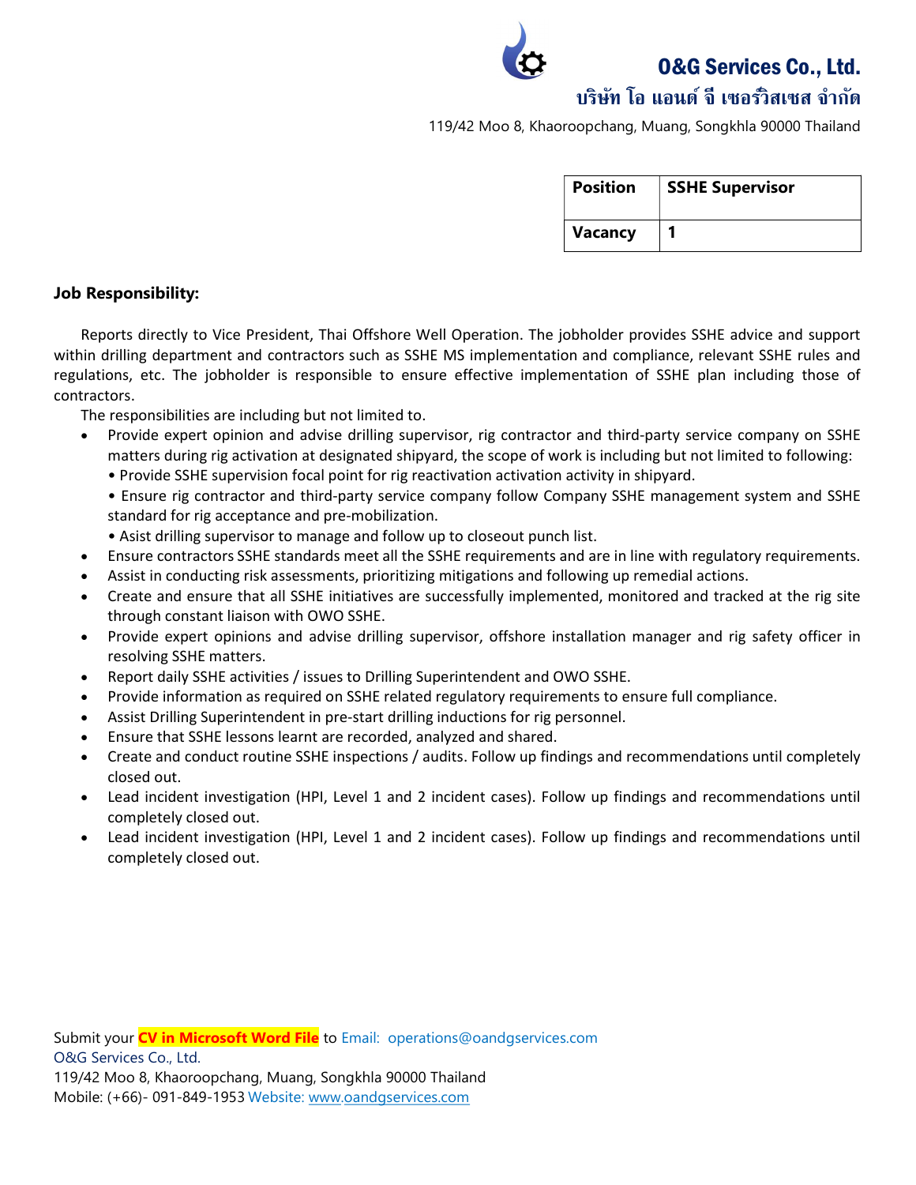# O&G Services Co., Ltd.

## บริษัท โอ แอนด์ จี เซอร์วิสเซส จำกัด

119/42 Moo 8, Khaoroopchang, Muang, Songkhla 90000 Thailand

| Position | SSHE Supervisor |
|---|---|
| Vacancy | 1 |

**Job Responsibility:**

Reports directly to Vice President, Thai Offshore Well Operation. The jobholder provides SSHE advice and support within drilling department and contractors such as SSHE MS implementation and compliance, relevant SSHE rules and regulations, etc. The jobholder is responsible to ensure effective implementation of SSHE plan including those of contractors.

The responsibilities are including but not limited to.

- Provide expert opinion and advise drilling supervisor, rig contractor and third-party service company on SSHE matters during rig activation at designated shipyard, the scope of work is including but not limited to following:
  • Provide SSHE supervision focal point for rig reactivation activation activity in shipyard.
  • Ensure rig contractor and third-party service company follow Company SSHE management system and SSHE standard for rig acceptance and pre-mobilization.
  • Asist drilling supervisor to manage and follow up to closeout punch list.
- Ensure contractors SSHE standards meet all the SSHE requirements and are in line with regulatory requirements.
- Assist in conducting risk assessments, prioritizing mitigations and following up remedial actions.
- Create and ensure that all SSHE initiatives are successfully implemented, monitored and tracked at the rig site through constant liaison with OWO SSHE.
- Provide expert opinions and advise drilling supervisor, offshore installation manager and rig safety officer in resolving SSHE matters.
- Report daily SSHE activities / issues to Drilling Superintendent and OWO SSHE.
- Provide information as required on SSHE related regulatory requirements to ensure full compliance.
- Assist Drilling Superintendent in pre-start drilling inductions for rig personnel.
- Ensure that SSHE lessons learnt are recorded, analyzed and shared.
- Create and conduct routine SSHE inspections / audits. Follow up findings and recommendations until completely closed out.
- Lead incident investigation (HPI, Level 1 and 2 incident cases). Follow up findings and recommendations until completely closed out.
- Lead incident investigation (HPI, Level 1 and 2 incident cases). Follow up findings and recommendations until completely closed out.

Submit your **CV in Microsoft Word File** to Email: operations@oandgservices.com
O&G Services Co., Ltd.
119/42 Moo 8, Khaoroopchang, Muang, Songkhla 90000 Thailand
Mobile: (+66)- 091-849-1953 Website: www.oandgservices.com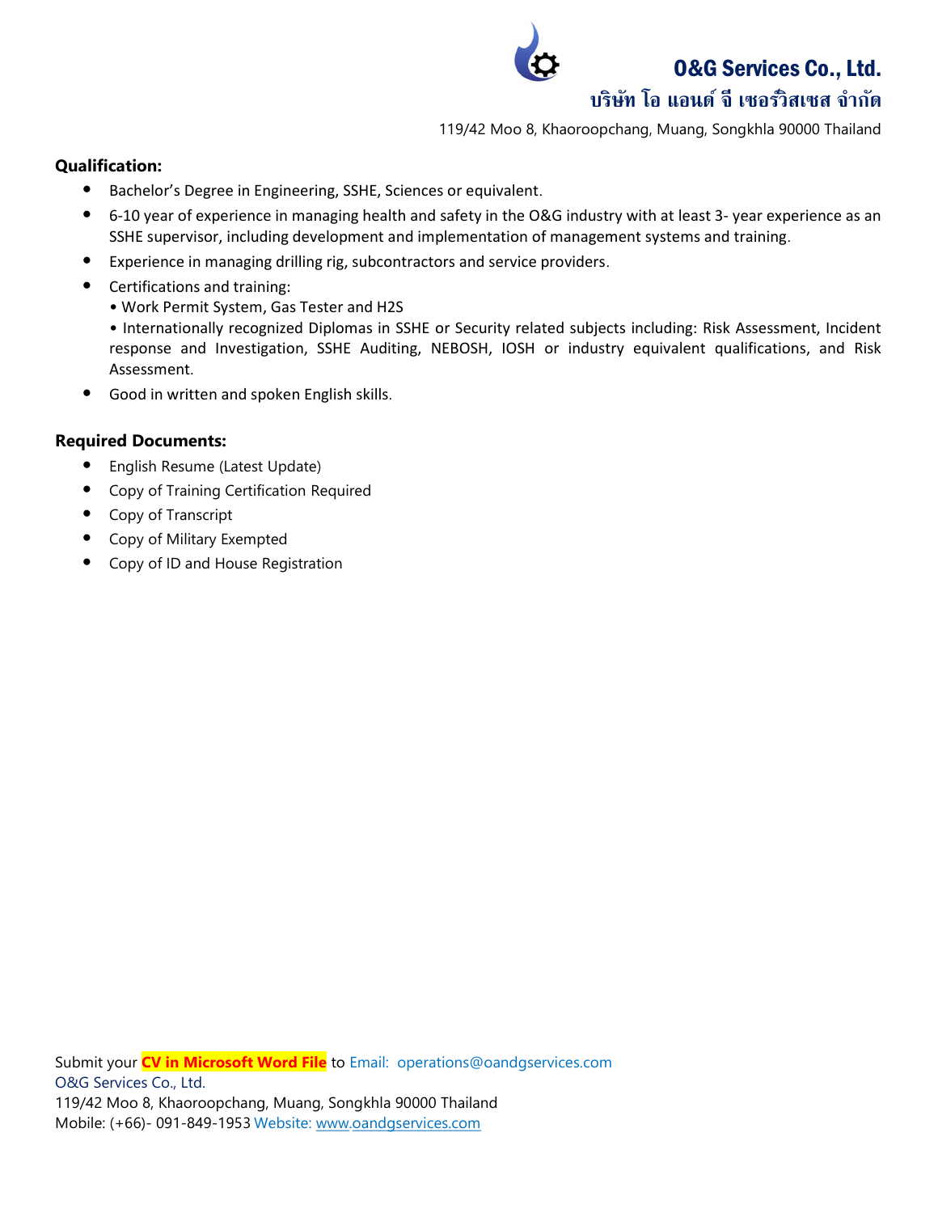**Qualification:**

- Bachelor's Degree in Engineering, SSHE, Sciences or equivalent.
- 6-10 year of experience in managing health and safety in the O&G industry with at least 3- year experience as an SSHE supervisor, including development and implementation of management systems and training.
- Experience in managing drilling rig, subcontractors and service providers.
- Certifications and training:
  • Work Permit System, Gas Tester and H2S
  • Internationally recognized Diplomas in SSHE or Security related subjects including: Risk Assessment, Incident response and Investigation, SSHE Auditing, NEBOSH, IOSH or industry equivalent qualifications, and Risk Assessment.
- Good in written and spoken English skills.

**Required Documents:**

- English Resume (Latest Update)
- Copy of Training Certification Required
- Copy of Transcript
- Copy of Military Exempted
- Copy of ID and House Registration

Submit your **CV in Microsoft Word File** to Email: operations@oandgservices.com
O&G Services Co., Ltd.
119/42 Moo 8, Khaoroopchang, Muang, Songkhla 90000 Thailand
Mobile: (+66)- 091-849-1953 Website: www.oandgservices.com